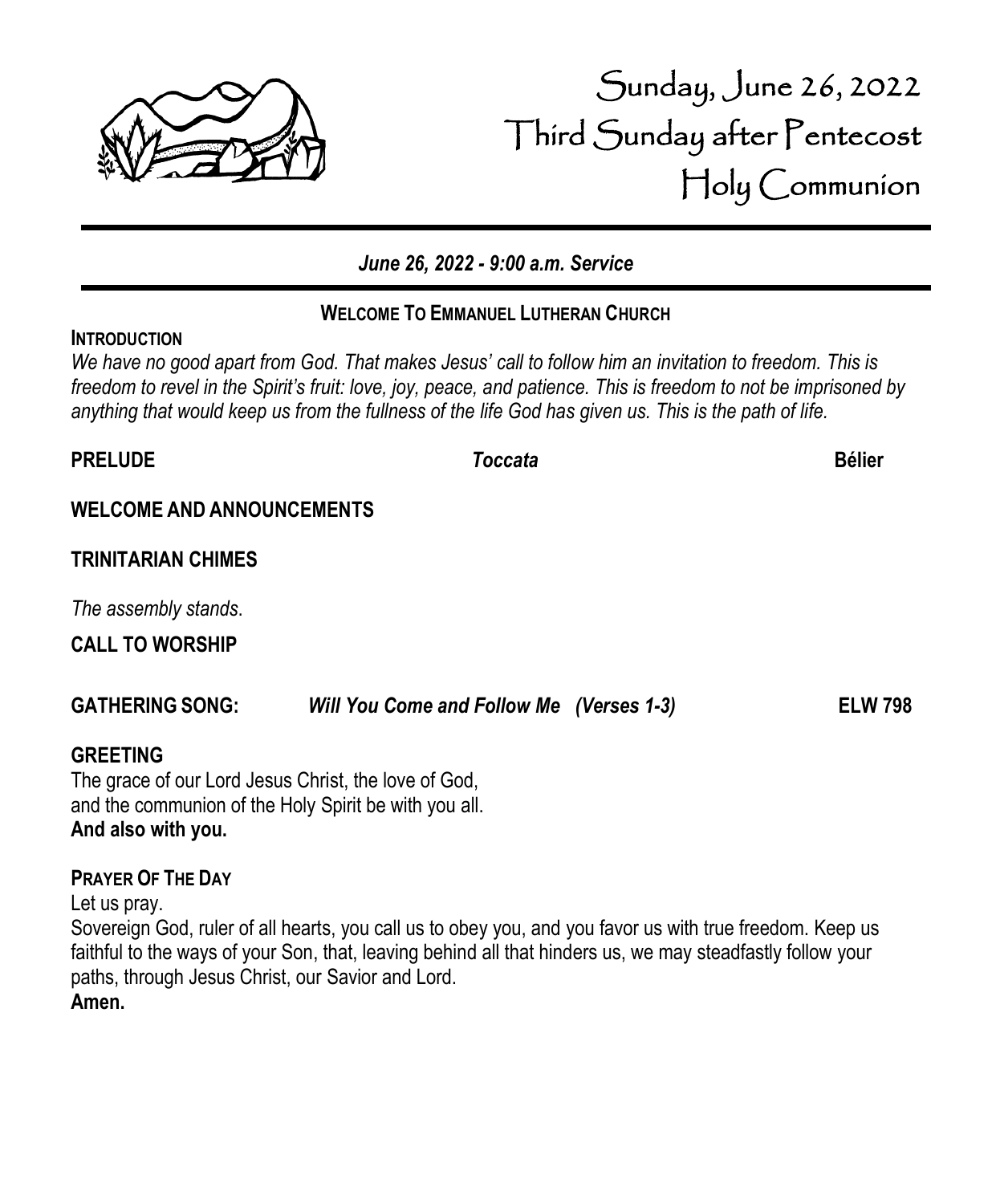# Sunday, June 26, 2022
# Third Sunday after Pentecost
# Holy Communion

***June 26, 2022 - 9:00 a.m. Service***

**WELCOME TO EMMANUEL LUTHERAN CHURCH**

**INTRODUCTION**

*We have no good apart from God. That makes Jesus' call to follow him an invitation to freedom. This is freedom to revel in the Spirit's fruit: love, joy, peace, and patience. This is freedom to not be imprisoned by anything that would keep us from the fullness of the life God has given us. This is the path of life.*

**PRELUDE** ***Toccata*** **Bélier**

**WELCOME AND ANNOUNCEMENTS**

**TRINITARIAN CHIMES**

*The assembly stands*.

**CALL TO WORSHIP**

**GATHERING SONG:** ***Will You Come and Follow Me (Verses 1-3)*** **ELW 798**

**GREETING**

The grace of our Lord Jesus Christ, the love of God,
and the communion of the Holy Spirit be with you all.
**And also with you.**

**PRAYER OF THE DAY**

Let us pray.
Sovereign God, ruler of all hearts, you call us to obey you, and you favor us with true freedom. Keep us faithful to the ways of your Son, that, leaving behind all that hinders us, we may steadfastly follow your paths, through Jesus Christ, our Savior and Lord.
**Amen.**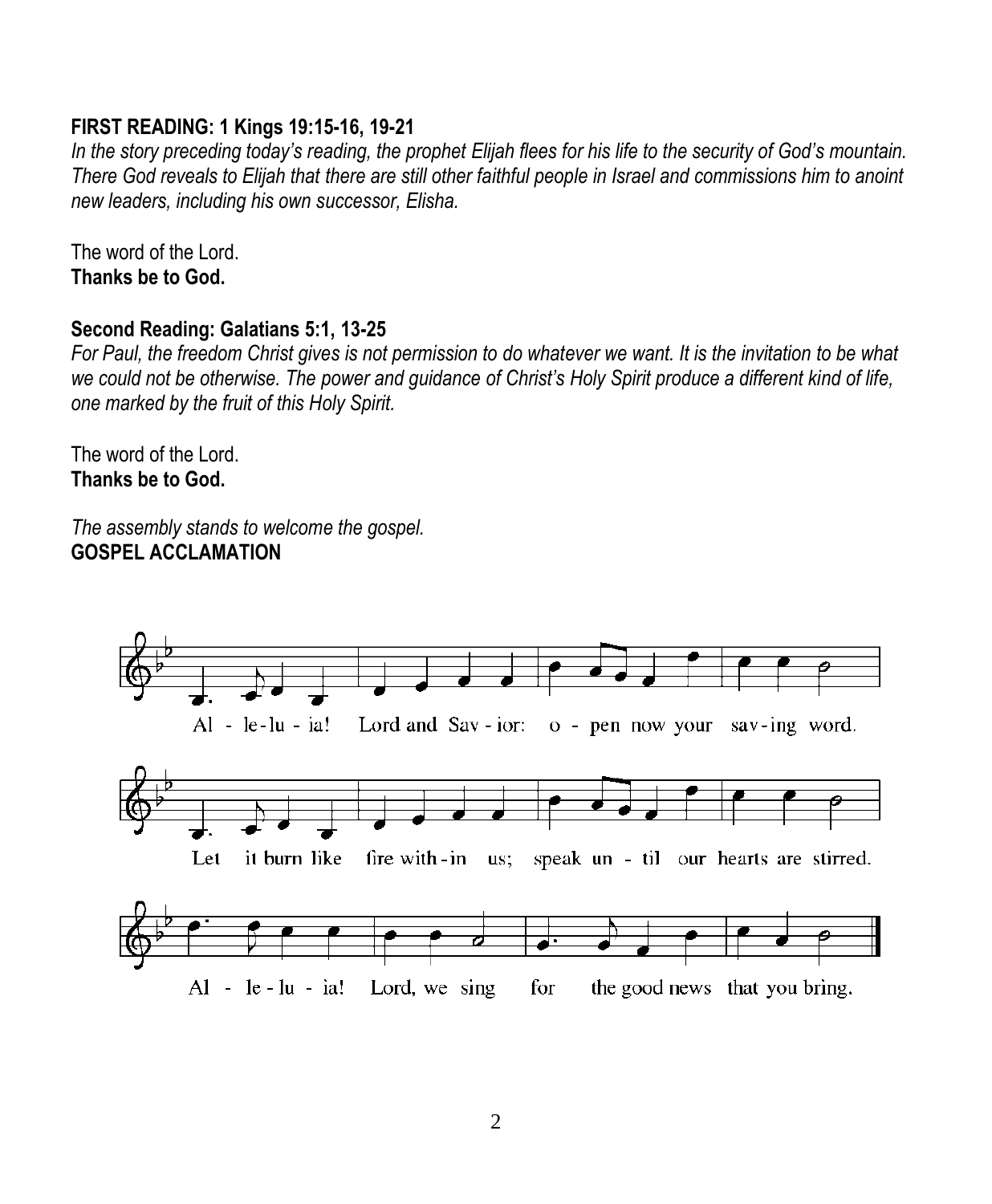**FIRST READING: 1 Kings 19:15-16, 19-21**

*In the story preceding today's reading, the prophet Elijah flees for his life to the security of God's mountain. There God reveals to Elijah that there are still other faithful people in Israel and commissions him to anoint new leaders, including his own successor, Elisha.*

The word of the Lord.
**Thanks be to God.**

**Second Reading: Galatians 5:1, 13-25**

*For Paul, the freedom Christ gives is not permission to do whatever we want. It is the invitation to be what we could not be otherwise. The power and guidance of Christ's Holy Spirit produce a different kind of life, one marked by the fruit of this Holy Spirit.*

The word of the Lord.
**Thanks be to God.**

*The assembly stands to welcome the gospel.*
**GOSPEL ACCLAMATION**

Al - le-lu - ia! Lord and Sav - ior: o - pen now your sav-ing word.
Let it burn like fire with-in us; speak un - til our hearts are stirred.
Al - le - lu - ia! Lord, we sing for the good news that you bring.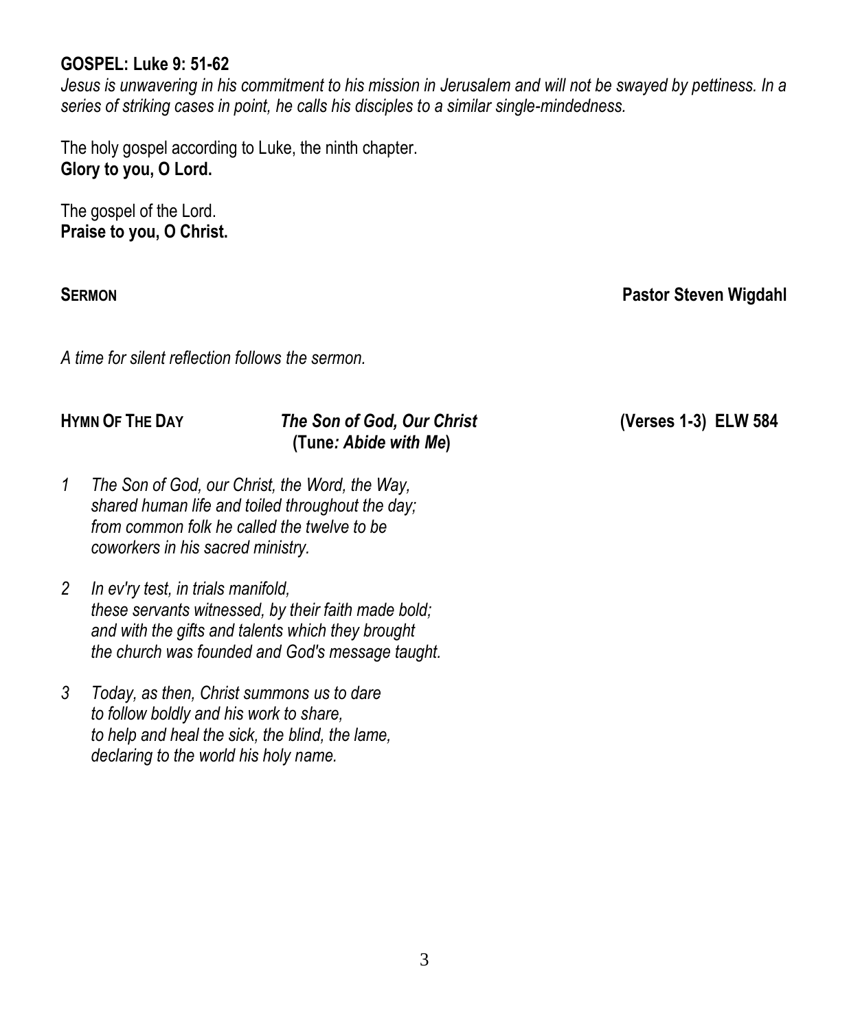**GOSPEL: Luke 9: 51-62**

*Jesus is unwavering in his commitment to his mission in Jerusalem and will not be swayed by pettiness. In a series of striking cases in point, he calls his disciples to a similar single-mindedness.*

The holy gospel according to Luke, the ninth chapter.
**Glory to you, O Lord.**

The gospel of the Lord.
**Praise to you, O Christ.**

**SERMON** **Pastor Steven Wigdahl**

*A time for silent reflection follows the sermon.*

**HYMN OF THE DAY** ***The Son of God, Our Christ*** **(Verses 1-3) ELW 584**
**(Tune*: Abide with Me*)**

1 *The Son of God, our Christ, the Word, the Way,*
*shared human life and toiled throughout the day;*
*from common folk he called the twelve to be*
*coworkers in his sacred ministry.*

2 *In ev'ry test, in trials manifold,*
*these servants witnessed, by their faith made bold;*
*and with the gifts and talents which they brought*
*the church was founded and God's message taught.*

3 *Today, as then, Christ summons us to dare*
*to follow boldly and his work to share,*
*to help and heal the sick, the blind, the lame,*
*declaring to the world his holy name.*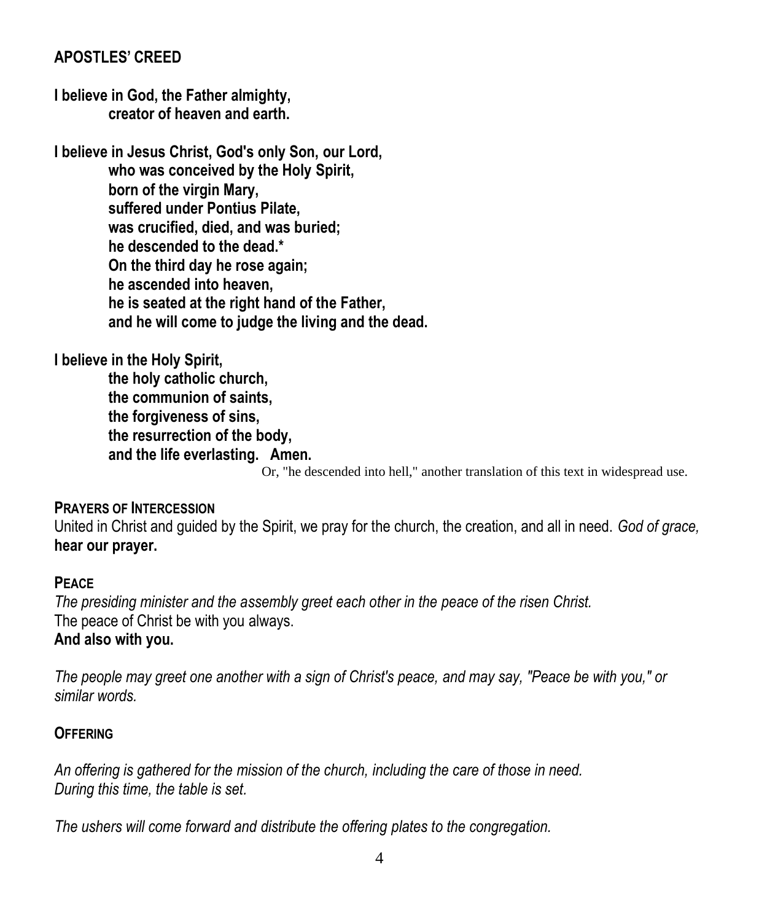## APOSTLES' CREED

**I believe in God, the Father almighty,**
**creator of heaven and earth.**

**I believe in Jesus Christ, God's only Son, our Lord,**
**who was conceived by the Holy Spirit,**
**born of the virgin Mary,**
**suffered under Pontius Pilate,**
**was crucified, died, and was buried;**
**he descended to the dead.***
**On the third day he rose again;**
**he ascended into heaven,**
**he is seated at the right hand of the Father,**
**and he will come to judge the living and the dead.**

**I believe in the Holy Spirit,**
**the holy catholic church,**
**the communion of saints,**
**the forgiveness of sins,**
**the resurrection of the body,**
**and the life everlasting. Amen.**

Or, "he descended into hell," another translation of this text in widespread use.

## PRAYERS OF INTERCESSION

United in Christ and guided by the Spirit, we pray for the church, the creation, and all in need. *God of grace,* **hear our prayer.**

## PEACE

*The presiding minister and the assembly greet each other in the peace of the risen Christ.*
The peace of Christ be with you always.
**And also with you.**

*The people may greet one another with a sign of Christ's peace, and may say, "Peace be with you," or similar words.*

## OFFERING

*An offering is gathered for the mission of the church, including the care of those in need.*
*During this time, the table is set.*

*The ushers will come forward and distribute the offering plates to the congregation.*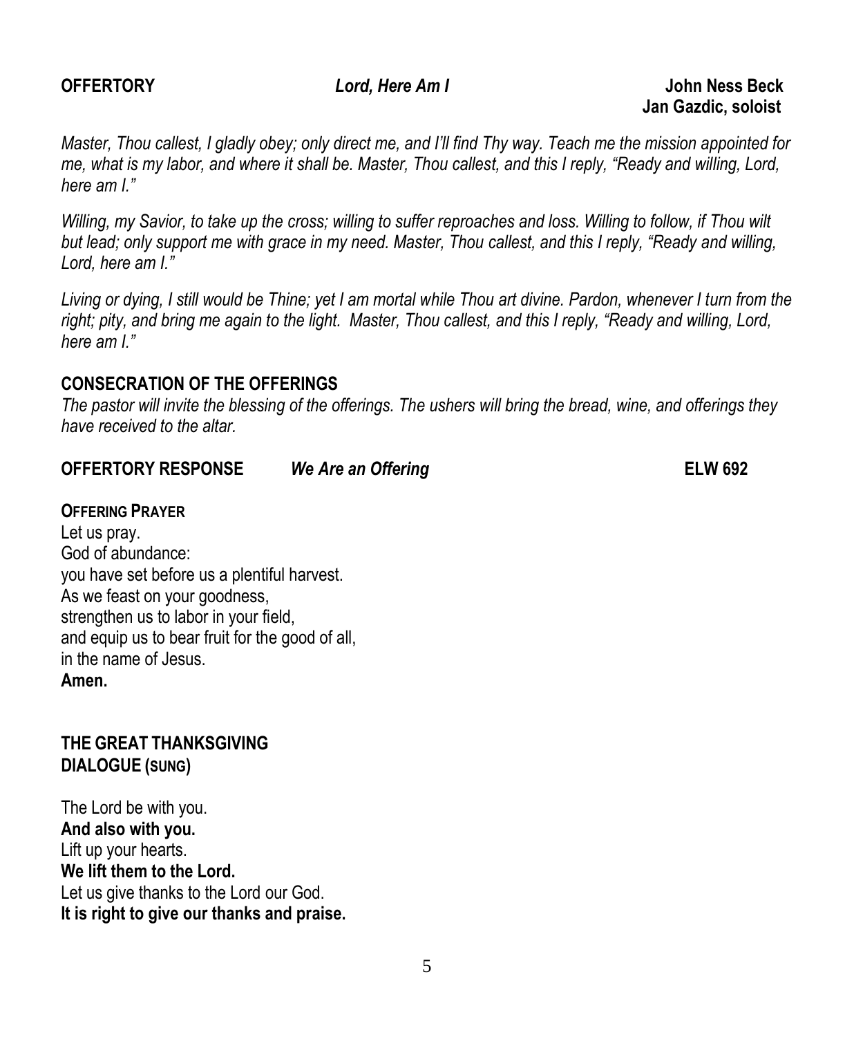**OFFERTORY** *Lord, Here Am I* **John Ness Beck**
**Jan Gazdic, soloist**

*Master, Thou callest, I gladly obey; only direct me, and I'll find Thy way. Teach me the mission appointed for me, what is my labor, and where it shall be. Master, Thou callest, and this I reply, "Ready and willing, Lord, here am I."*

*Willing, my Savior, to take up the cross; willing to suffer reproaches and loss. Willing to follow, if Thou wilt but lead; only support me with grace in my need. Master, Thou callest, and this I reply, "Ready and willing, Lord, here am I."*

*Living or dying, I still would be Thine; yet I am mortal while Thou art divine. Pardon, whenever I turn from the right; pity, and bring me again to the light. Master, Thou callest, and this I reply, "Ready and willing, Lord, here am I."*

**CONSECRATION OF THE OFFERINGS**
*The pastor will invite the blessing of the offerings. The ushers will bring the bread, wine, and offerings they have received to the altar.*

**OFFERTORY RESPONSE** *We Are an Offering* **ELW 692**

**OFFERING PRAYER**
Let us pray.
God of abundance:
you have set before us a plentiful harvest.
As we feast on your goodness,
strengthen us to labor in your field,
and equip us to bear fruit for the good of all,
in the name of Jesus.
**Amen.**

**THE GREAT THANKSGIVING**
**DIALOGUE (SUNG)**

The Lord be with you.
**And also with you.**
Lift up your hearts.
**We lift them to the Lord.**
Let us give thanks to the Lord our God.
**It is right to give our thanks and praise.**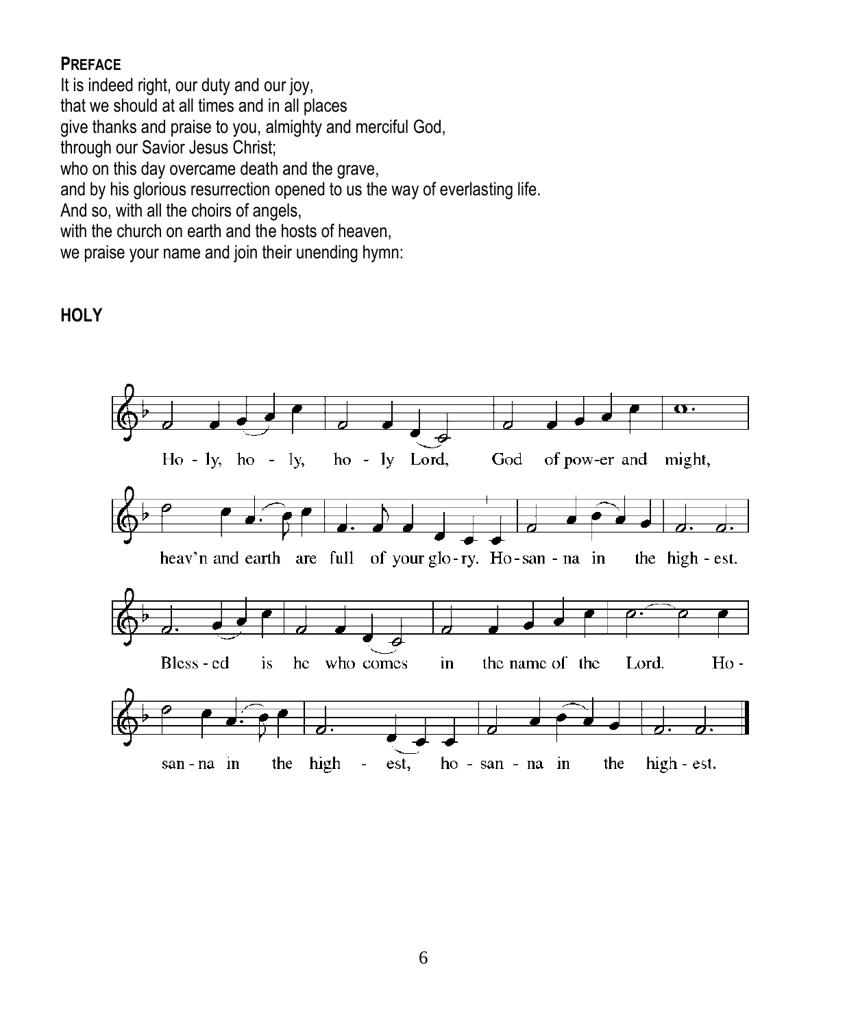**PREFACE**

It is indeed right, our duty and our joy,
that we should at all times and in all places
give thanks and praise to you, almighty and merciful God,
through our Savior Jesus Christ;
who on this day overcame death and the grave,
and by his glorious resurrection opened to us the way of everlasting life.
And so, with all the choirs of angels,
with the church on earth and the hosts of heaven,
we praise your name and join their unending hymn:

**HOLY**

Holy, holy, holy Lord, God of power and might,
heav'n and earth are full of your glory. Hosanna in the highest.
Blessed is he who comes in the name of the Lord. Hosanna in the highest, hosanna in the highest.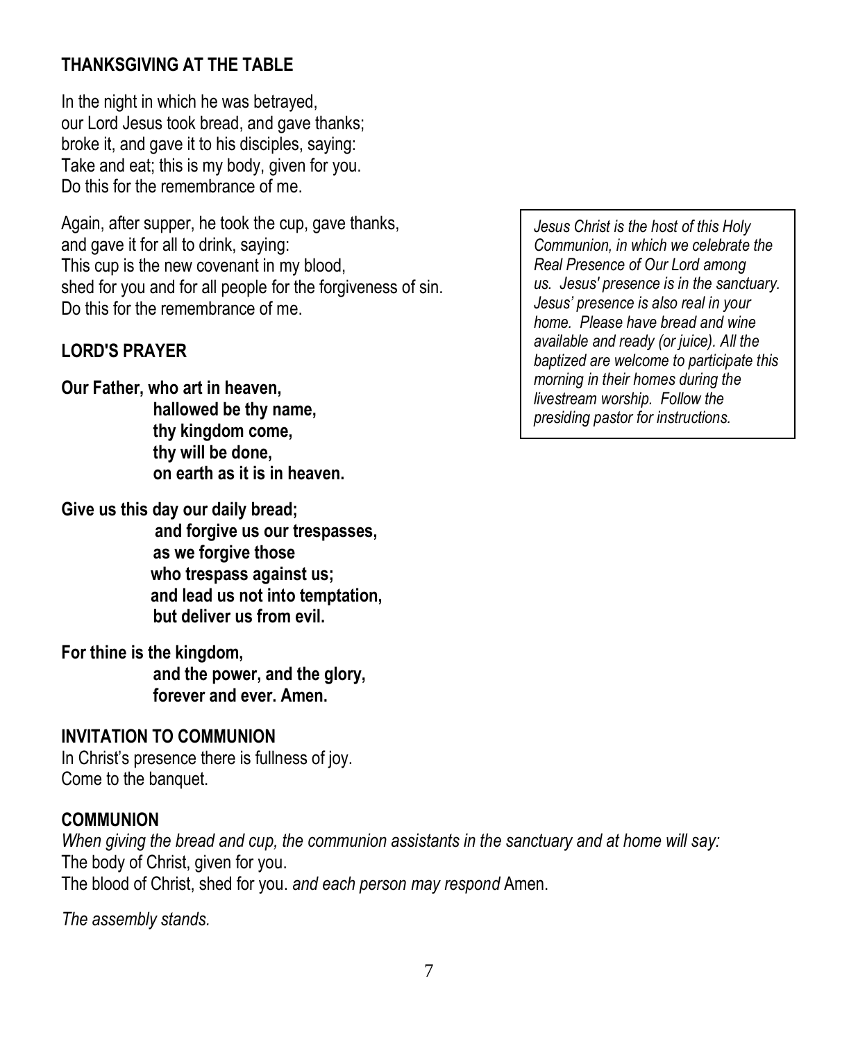### THANKSGIVING AT THE TABLE

In the night in which he was betrayed,
our Lord Jesus took bread, and gave thanks;
broke it, and gave it to his disciples, saying:
Take and eat; this is my body, given for you.
Do this for the remembrance of me.

Again, after supper, he took the cup, gave thanks,
and gave it for all to drink, saying:
This cup is the new covenant in my blood,
shed for you and for all people for the forgiveness of sin.
Do this for the remembrance of me.

*Jesus Christ is the host of this Holy Communion, in which we celebrate the Real Presence of Our Lord among us. Jesus' presence is in the sanctuary. Jesus' presence is also real in your home. Please have bread and wine available and ready (or juice). All the baptized are welcome to participate this morning in their homes during the livestream worship. Follow the presiding pastor for instructions.*

### LORD'S PRAYER

**Our Father, who art in heaven,
hallowed be thy name,
thy kingdom come,
thy will be done,
on earth as it is in heaven.**

**Give us this day our daily bread;
and forgive us our trespasses,
as we forgive those
who trespass against us;
and lead us not into temptation,
but deliver us from evil.**

**For thine is the kingdom,
and the power, and the glory,
forever and ever. Amen.**

### INVITATION TO COMMUNION

In Christ's presence there is fullness of joy.
Come to the banquet.

### COMMUNION

*When giving the bread and cup, the communion assistants in the sanctuary and at home will say:*
The body of Christ, given for you.
The blood of Christ, shed for you. *and each person may respond* Amen.

*The assembly stands.*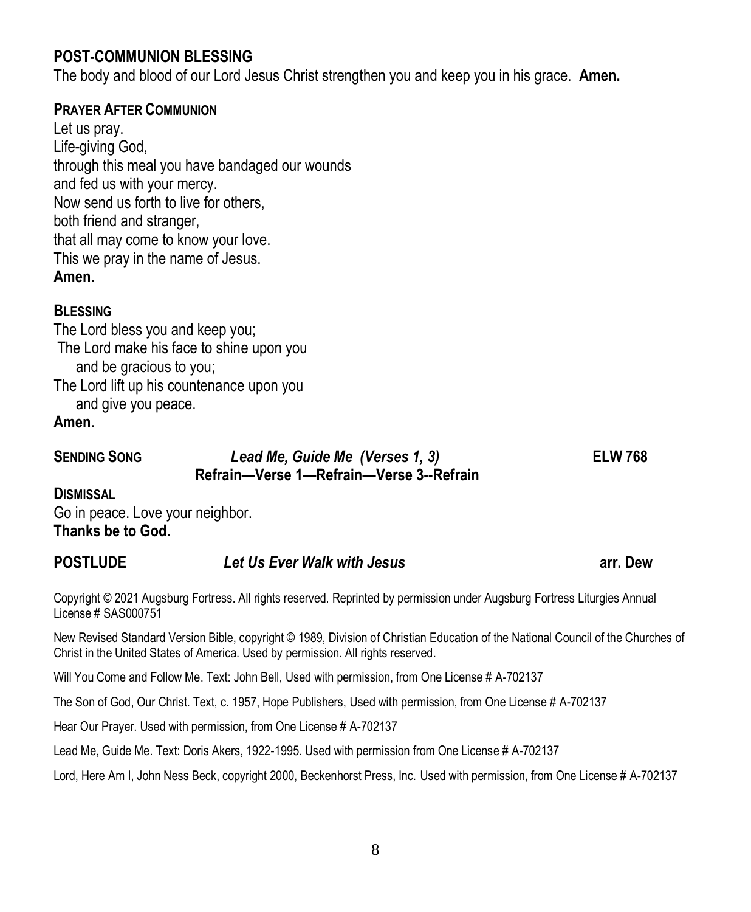## POST-COMMUNION BLESSING

The body and blood of our Lord Jesus Christ strengthen you and keep you in his grace. **Amen.**

## PRAYER AFTER COMMUNION

Let us pray.
Life-giving God,
through this meal you have bandaged our wounds
and fed us with your mercy.
Now send us forth to live for others,
both friend and stranger,
that all may come to know your love.
This we pray in the name of Jesus.
**Amen.**

## BLESSING

The Lord bless you and keep you;
The Lord make his face to shine upon you
and be gracious to you;
The Lord lift up his countenance upon you
and give you peace.
**Amen.**

**SENDING SONG** *Lead Me, Guide Me (Verses 1, 3)* **ELW 768**

**Refrain—Verse 1—Refrain—Verse 3--Refrain**

## DISMISSAL

Go in peace. Love your neighbor.
**Thanks be to God.**

**POSTLUDE** *Let Us Ever Walk with Jesus* **arr. Dew**

Copyright © 2021 Augsburg Fortress. All rights reserved. Reprinted by permission under Augsburg Fortress Liturgies Annual License # SAS000751

New Revised Standard Version Bible, copyright © 1989, Division of Christian Education of the National Council of the Churches of Christ in the United States of America. Used by permission. All rights reserved.

Will You Come and Follow Me. Text: John Bell, Used with permission, from One License # A-702137

The Son of God, Our Christ. Text, c. 1957, Hope Publishers, Used with permission, from One License # A-702137

Hear Our Prayer. Used with permission, from One License # A-702137

Lead Me, Guide Me. Text: Doris Akers, 1922-1995. Used with permission from One License # A-702137

Lord, Here Am I, John Ness Beck, copyright 2000, Beckenhorst Press, Inc. Used with permission, from One License # A-702137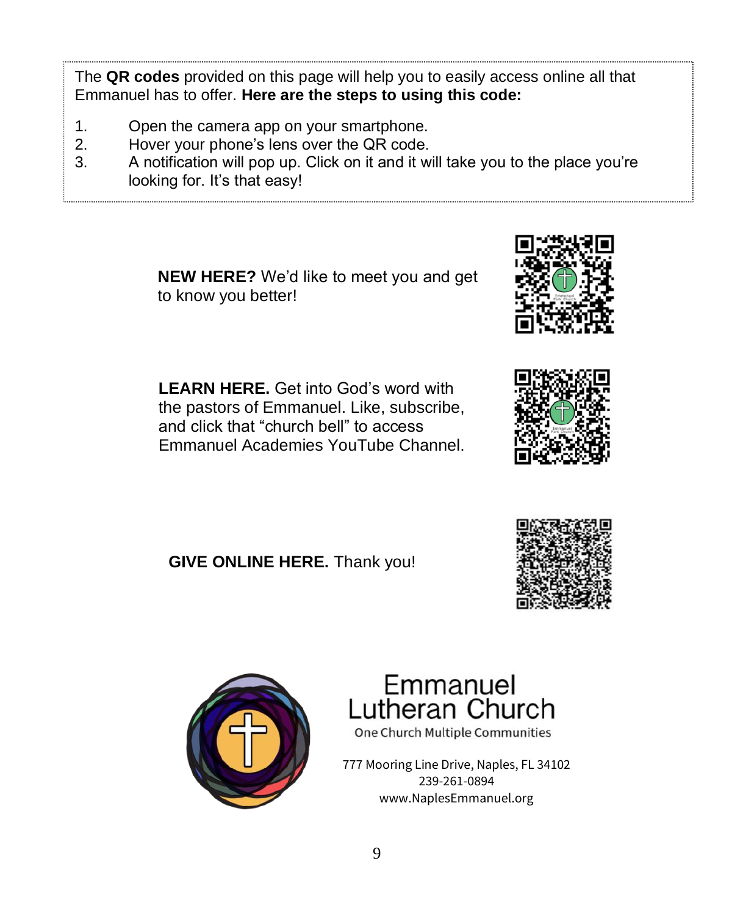The **QR codes** provided on this page will help you to easily access online all that Emmanuel has to offer. **Here are the steps to using this code:**

1. Open the camera app on your smartphone.
2. Hover your phone's lens over the QR code.
3. A notification will pop up. Click on it and it will take you to the place you're looking for. It's that easy!

**NEW HERE?** We'd like to meet you and get to know you better!

**LEARN HERE.** Get into God's word with the pastors of Emmanuel. Like, subscribe, and click that "church bell" to access Emmanuel Academies YouTube Channel.

**GIVE ONLINE HERE.** Thank you!

Emmanuel Lutheran Church

One Church Multiple Communities

777 Mooring Line Drive, Naples, FL 34102
239-261-0894
www.NaplesEmmanuel.org